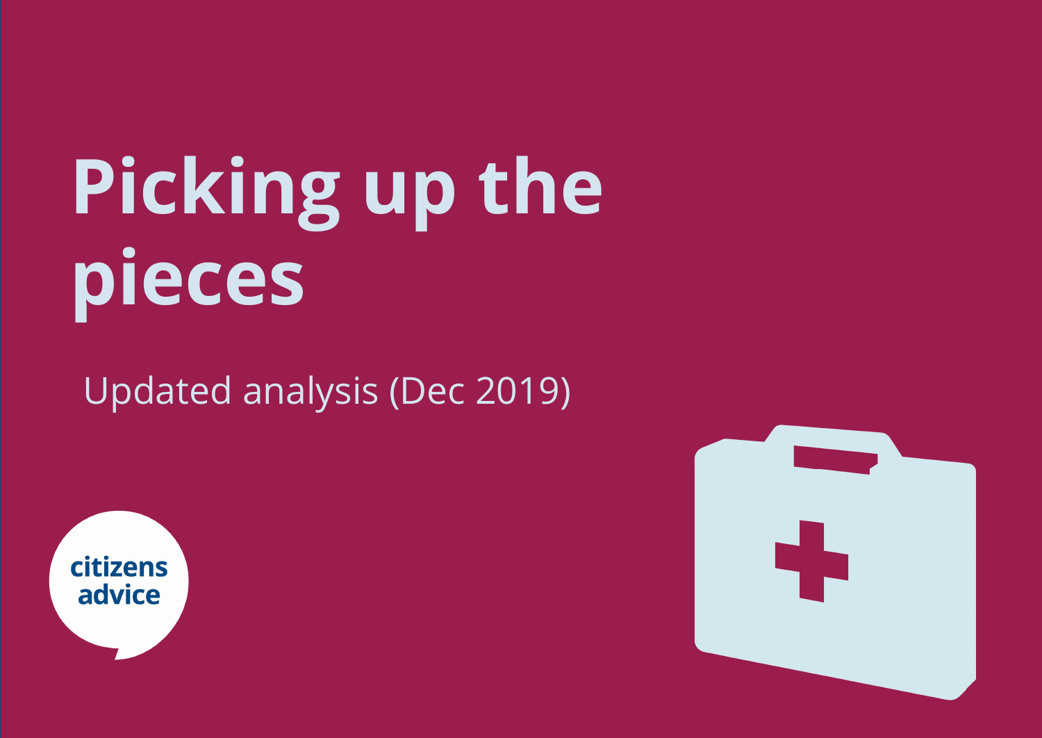# Picking up the pieces

Updated analysis (Dec 2019)

citizens advice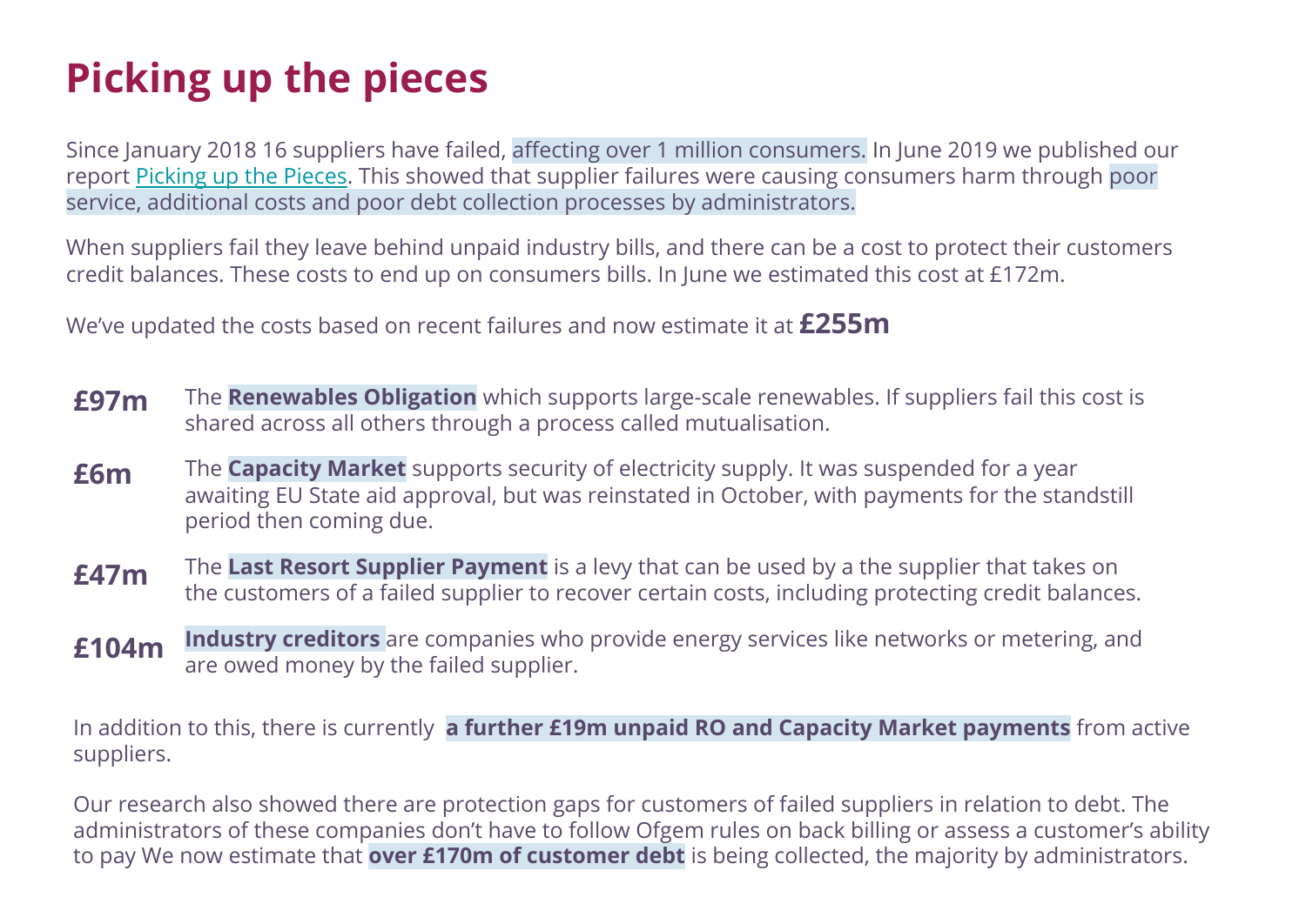# Picking up the pieces

Since January 2018 16 suppliers have failed, affecting over 1 million consumers. In June 2019 we published our report Picking up the Pieces. This showed that supplier failures were causing consumers harm through poor service, additional costs and poor debt collection processes by administrators.

When suppliers fail they leave behind unpaid industry bills, and there can be a cost to protect their customers credit balances. These costs to end up on consumers bills. In June we estimated this cost at £172m.

We've updated the costs based on recent failures and now estimate it at **£255m**

**£97m** The **Renewables Obligation** which supports large-scale renewables. If suppliers fail this cost is shared across all others through a process called mutualisation.

**£6m** The **Capacity Market** supports security of electricity supply. It was suspended for a year awaiting EU State aid approval, but was reinstated in October, with payments for the standstill period then coming due.

**£47m** The **Last Resort Supplier Payment** is a levy that can be used by a the supplier that takes on the customers of a failed supplier to recover certain costs, including protecting credit balances.

**£104m** **Industry creditors** are companies who provide energy services like networks or metering, and are owed money by the failed supplier.

In addition to this, there is currently **a further £19m unpaid RO and Capacity Market payments** from active suppliers.

Our research also showed there are protection gaps for customers of failed suppliers in relation to debt. The administrators of these companies don't have to follow Ofgem rules on back billing or assess a customer's ability to pay We now estimate that **over £170m of customer debt** is being collected, the majority by administrators.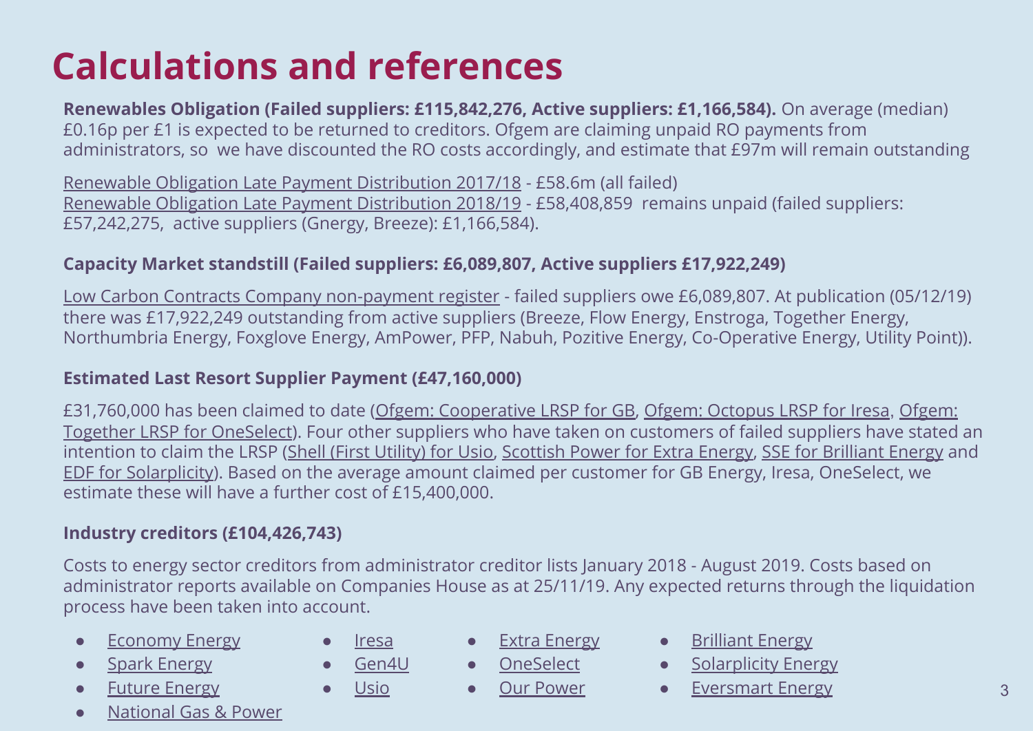# Calculations and references

**Renewables Obligation (Failed suppliers: £115,842,276, Active suppliers: £1,166,584).** On average (median) £0.16p per £1 is expected to be returned to creditors. Ofgem are claiming unpaid RO payments from administrators, so we have discounted the RO costs accordingly, and estimate that £97m will remain outstanding

Renewable Obligation Late Payment Distribution 2017/18 - £58.6m (all failed)
Renewable Obligation Late Payment Distribution 2018/19 - £58,408,859 remains unpaid (failed suppliers: £57,242,275, active suppliers (Gnergy, Breeze): £1,166,584).

**Capacity Market standstill (Failed suppliers: £6,089,807, Active suppliers £17,922,249)**

Low Carbon Contracts Company non-payment register - failed suppliers owe £6,089,807. At publication (05/12/19) there was £17,922,249 outstanding from active suppliers (Breeze, Flow Energy, Enstroga, Together Energy, Northumbria Energy, Foxglove Energy, AmPower, PFP, Nabuh, Pozitive Energy, Co-Operative Energy, Utility Point)).

**Estimated Last Resort Supplier Payment (£47,160,000)**

£31,760,000 has been claimed to date (Ofgem: Cooperative LRSP for GB, Ofgem: Octopus LRSP for Iresa, Ofgem: Together LRSP for OneSelect). Four other suppliers who have taken on customers of failed suppliers have stated an intention to claim the LRSP (Shell (First Utility) for Usio, Scottish Power for Extra Energy, SSE for Brilliant Energy and EDF for Solarplicity). Based on the average amount claimed per customer for GB Energy, Iresa, OneSelect, we estimate these will have a further cost of £15,400,000.

**Industry creditors (£104,426,743)**

Costs to energy sector creditors from administrator creditor lists January 2018 - August 2019. Costs based on administrator reports available on Companies House as at 25/11/19. Any expected returns through the liquidation process have been taken into account.

- Economy Energy
- Spark Energy
- Future Energy
- National Gas & Power
- Iresa
- Gen4U
- Usio
- Extra Energy
- OneSelect
- Our Power
- Brilliant Energy
- Solarplicity Energy
- Eversmart Energy